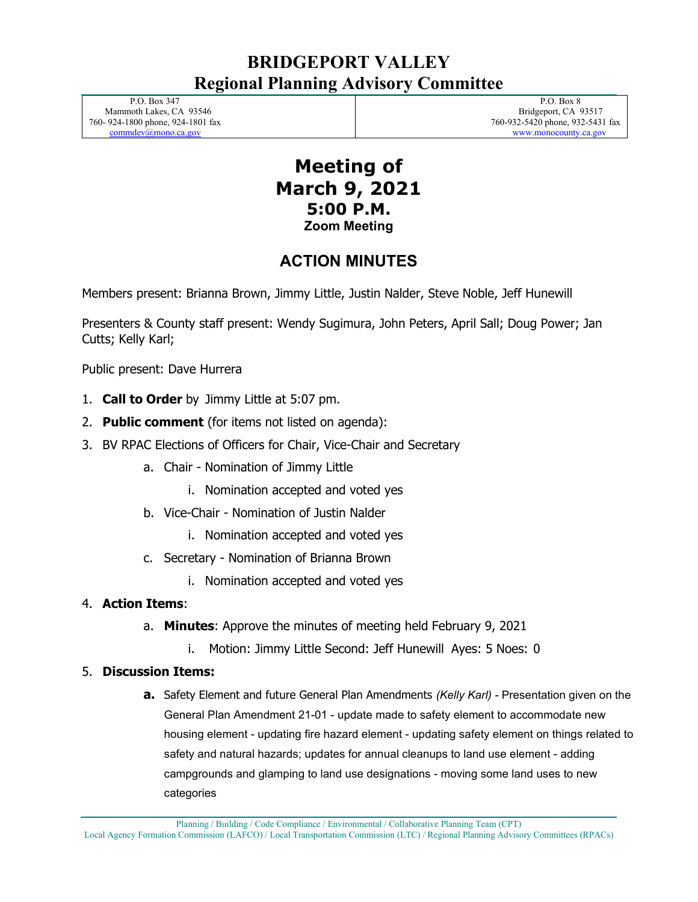# BRIDGEPORT VALLEY
# Regional Planning Advisory Committee

| | |
|---|---|
| P.O. Box 347<br>Mammoth Lakes, CA 93546<br>760- 924-1800 phone, 924-1801 fax<br>commdev@mono.ca.gov | P.O. Box 8<br>Bridgeport, CA 93517<br>760-932-5420 phone, 932-5431 fax<br>www.monocounty.ca.gov |

## Meeting of March 9, 2021 5:00 P.M.

**Zoom Meeting**

## ACTION MINUTES

Members present: Brianna Brown, Jimmy Little, Justin Nalder, Steve Noble, Jeff Hunewill

Presenters & County staff present: Wendy Sugimura, John Peters, April Sall; Doug Power; Jan Cutts; Kelly Karl;

Public present: Dave Hurrera

1. **Call to Order** by Jimmy Little at 5:07 pm.
2. **Public comment** (for items not listed on agenda):
3. BV RPAC Elections of Officers for Chair, Vice-Chair and Secretary
    a. Chair - Nomination of Jimmy Little
        i. Nomination accepted and voted yes
    b. Vice-Chair - Nomination of Justin Nalder
        i. Nomination accepted and voted yes
    c. Secretary - Nomination of Brianna Brown
        i. Nomination accepted and voted yes
4. **Action Items**:
    a. **Minutes**: Approve the minutes of meeting held February 9, 2021
        i. Motion: Jimmy Little Second: Jeff Hunewill Ayes: 5 Noes: 0
5. **Discussion Items:**
    a. Safety Element and future General Plan Amendments *(Kelly Karl)* - Presentation given on the General Plan Amendment 21-01 - update made to safety element to accommodate new housing element - updating fire hazard element - updating safety element on things related to safety and natural hazards; updates for annual cleanups to land use element - adding campgrounds and glamping to land use designations - moving some land uses to new categories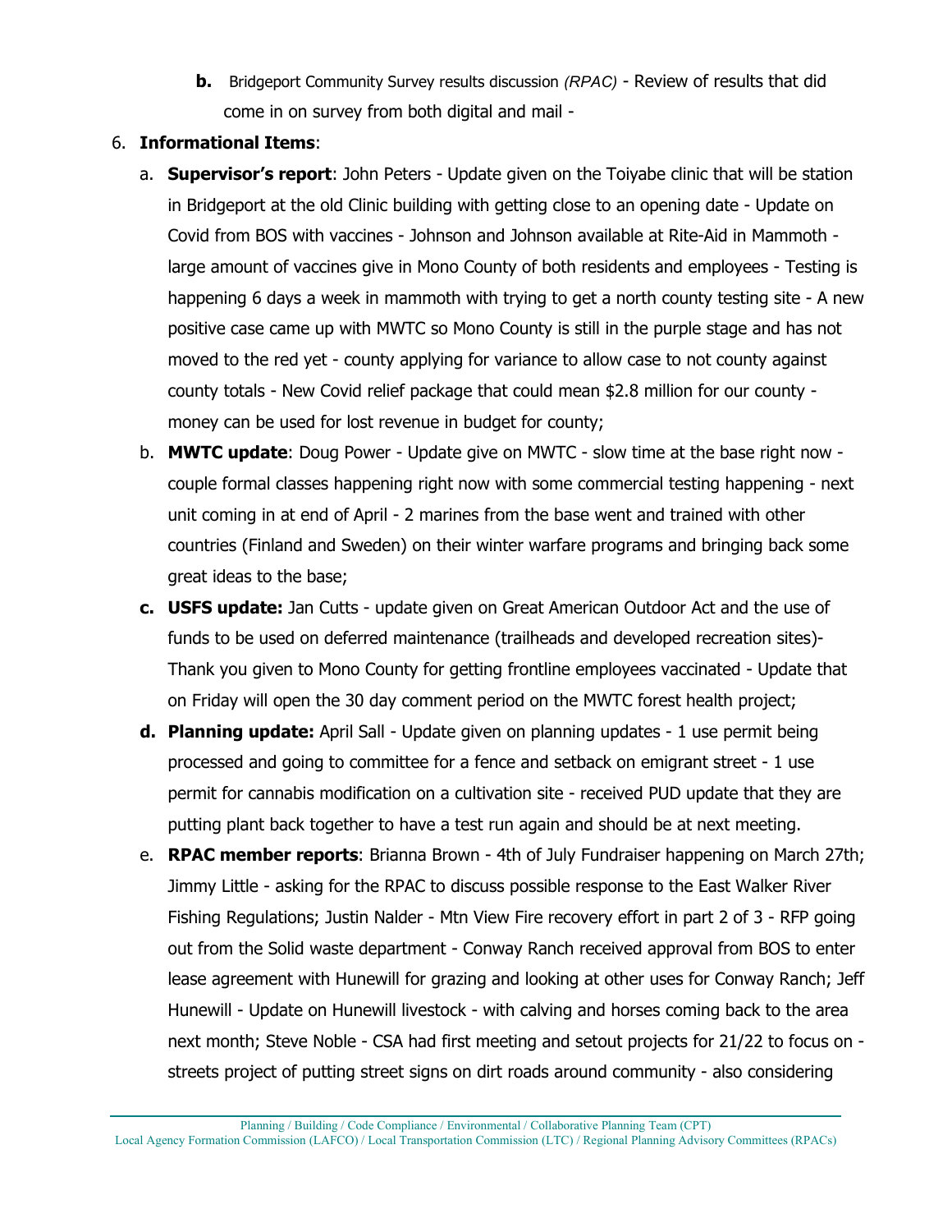**b.** Bridgeport Community Survey results discussion *(RPAC)* - Review of results that did come in on survey from both digital and mail -

6. **Informational Items**:

   a. **Supervisor's report**: John Peters - Update given on the Toiyabe clinic that will be station in Bridgeport at the old Clinic building with getting close to an opening date - Update on Covid from BOS with vaccines - Johnson and Johnson available at Rite-Aid in Mammoth - large amount of vaccines give in Mono County of both residents and employees - Testing is happening 6 days a week in mammoth with trying to get a north county testing site - A new positive case came up with MWTC so Mono County is still in the purple stage and has not moved to the red yet - county applying for variance to allow case to not county against county totals - New Covid relief package that could mean $2.8 million for our county - money can be used for lost revenue in budget for county;

   b. **MWTC update**: Doug Power - Update give on MWTC - slow time at the base right now - couple formal classes happening right now with some commercial testing happening - next unit coming in at end of April - 2 marines from the base went and trained with other countries (Finland and Sweden) on their winter warfare programs and bringing back some great ideas to the base;

   c. **USFS update:** Jan Cutts - update given on Great American Outdoor Act and the use of funds to be used on deferred maintenance (trailheads and developed recreation sites)- Thank you given to Mono County for getting frontline employees vaccinated - Update that on Friday will open the 30 day comment period on the MWTC forest health project;

   d. **Planning update:** April Sall - Update given on planning updates - 1 use permit being processed and going to committee for a fence and setback on emigrant street - 1 use permit for cannabis modification on a cultivation site - received PUD update that they are putting plant back together to have a test run again and should be at next meeting.

   e. **RPAC member reports**: Brianna Brown - 4th of July Fundraiser happening on March 27th; Jimmy Little - asking for the RPAC to discuss possible response to the East Walker River Fishing Regulations; Justin Nalder - Mtn View Fire recovery effort in part 2 of 3 - RFP going out from the Solid waste department - Conway Ranch received approval from BOS to enter lease agreement with Hunewill for grazing and looking at other uses for Conway Ranch; Jeff Hunewill - Update on Hunewill livestock - with calving and horses coming back to the area next month; Steve Noble - CSA had first meeting and setout projects for 21/22 to focus on - streets project of putting street signs on dirt roads around community - also considering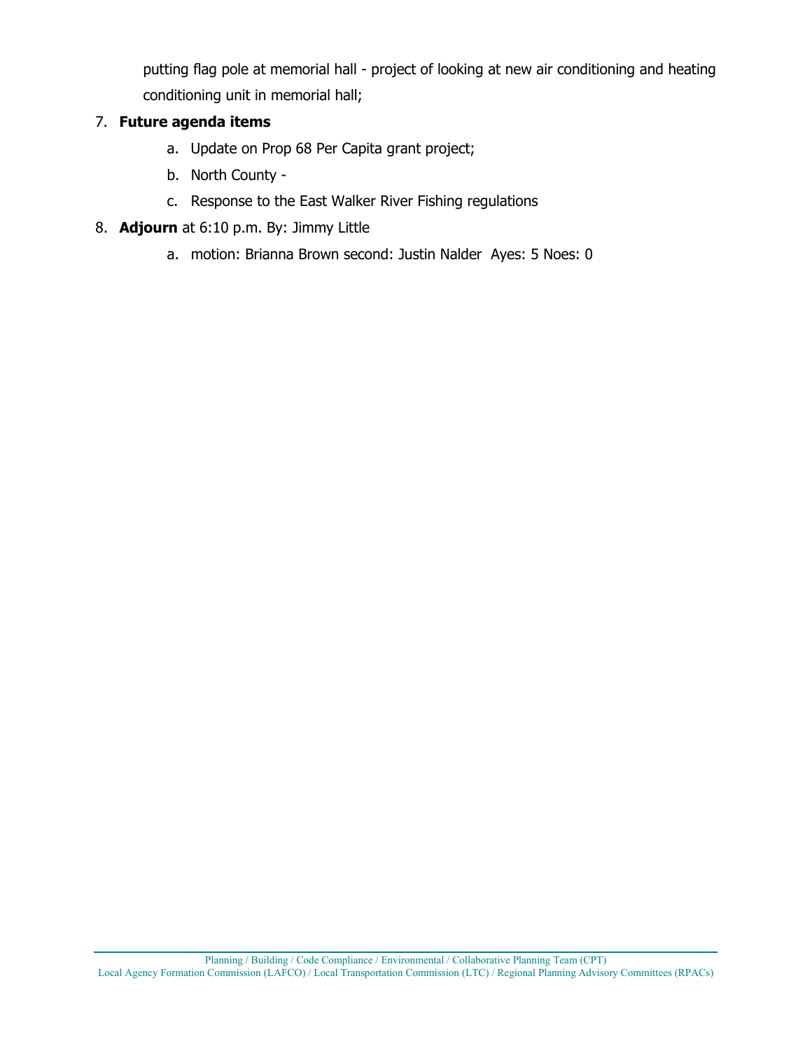putting flag pole at memorial hall - project of looking at new air conditioning and heating conditioning unit in memorial hall;

7. **Future agenda items**
    a. Update on Prop 68 Per Capita grant project;
    b. North County -
    c. Response to the East Walker River Fishing regulations
8. **Adjourn** at 6:10 p.m. By: Jimmy Little
    a. motion: Brianna Brown second: Justin Nalder Ayes: 5 Noes: 0